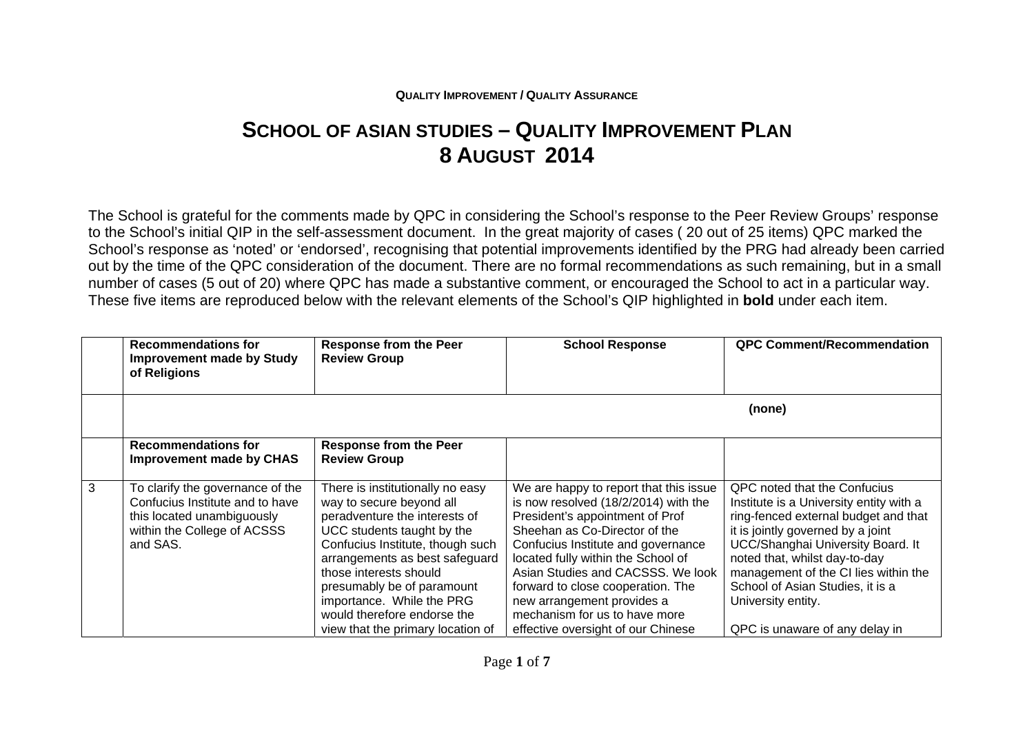QUALITY IMPROVEMENT / QUALITY ASSURANCE

# SCHOOL OF ASIAN STUDIES – QUALITY IMPROVEMENT PLAN 8 AUGUST 2014

The School is grateful for the comments made by QPC in considering the School's response to the Peer Review Groups' response to the School's initial QIP in the self-assessment document. In the great majority of cases ( 20 out of 25 items) QPC marked the School's response as 'noted' or 'endorsed', recognising that potential improvements identified by the PRG had already been carried out by the time of the QPC consideration of the document. There are no formal recommendations as such remaining, but in a small number of cases (5 out of 20) where QPC has made a substantive comment, or encouraged the School to act in a particular way. These five items are reproduced below with the relevant elements of the School's QIP highlighted in **bold** under each item.

| | Recommendations for Improvement made by Study of Religions | Response from the Peer Review Group | School Response | QPC Comment/Recommendation |
|---|---|---|---|---|
| | (none) | | | |
| | **Recommendations for Improvement made by CHAS** | **Response from the Peer Review Group** | | |
| 3 | To clarify the governance of the Confucius Institute and to have this located unambiguously within the College of ACSSS and SAS. | There is institutionally no easy way to secure beyond all peradventure the interests of UCC students taught by the Confucius Institute, though such arrangements as best safeguard those interests should presumably be of paramount importance. While the PRG would therefore endorse the view that the primary location of | We are happy to report that this issue is now resolved (18/2/2014) with the President's appointment of Prof Sheehan as Co-Director of the Confucius Institute and governance located fully within the School of Asian Studies and CACSSS. We look forward to close cooperation. The new arrangement provides a mechanism for us to have more effective oversight of our Chinese | QPC noted that the Confucius Institute is a University entity with a ring-fenced external budget and that it is jointly governed by a joint UCC/Shanghai University Board. It noted that, whilst day-to-day management of the CI lies within the School of Asian Studies, it is a University entity.<br><br>QPC is unaware of any delay in |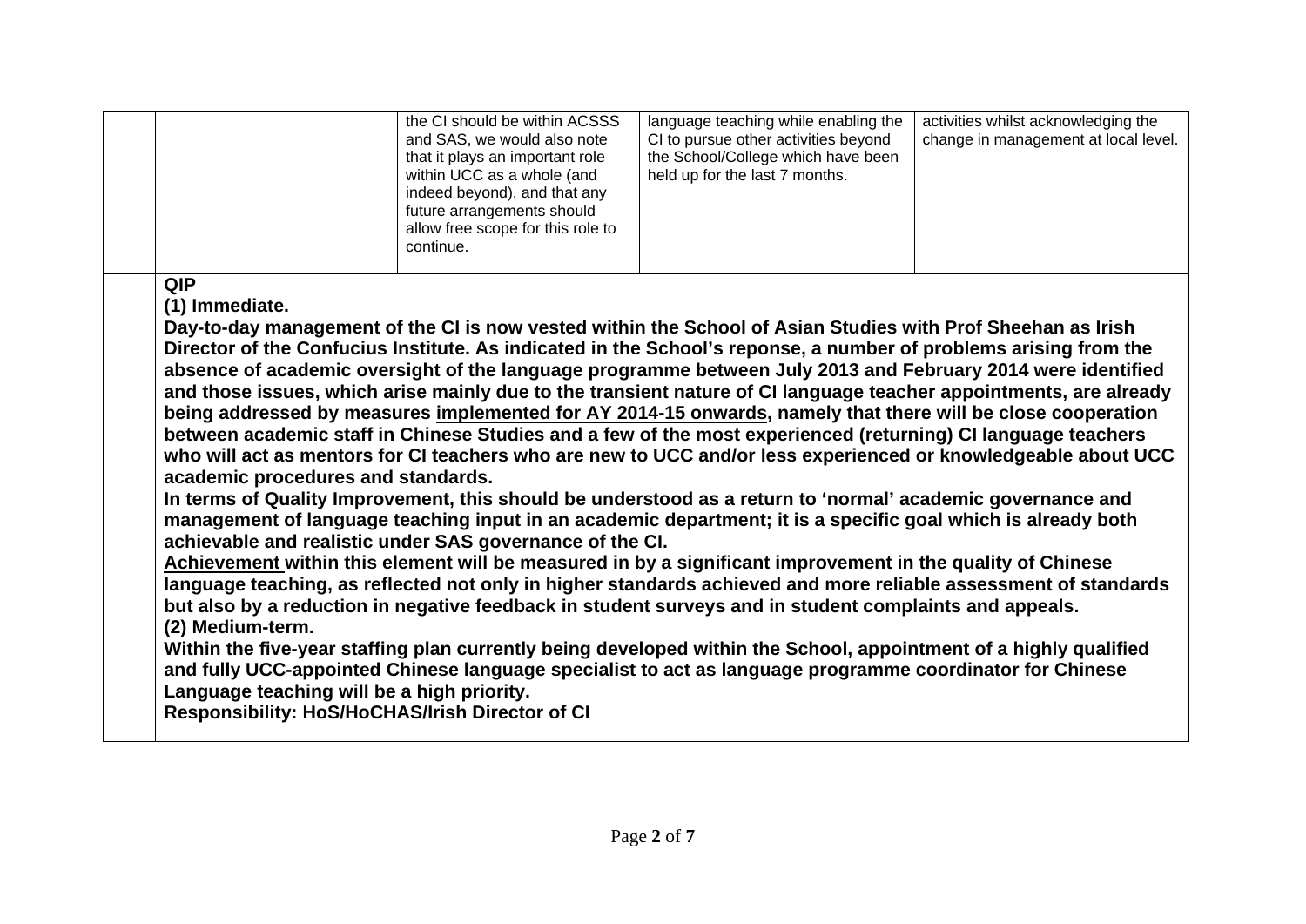| | | | | |
|---|---|---|---|---|
| | | the CI should be within ACSSS and SAS, we would also note that it plays an important role within UCC as a whole (and indeed beyond), and that any future arrangements should allow free scope for this role to continue. | language teaching while enabling the CI to pursue other activities beyond the School/College which have been held up for the last 7 months. | activities whilst acknowledging the change in management at local level. |

**QIP**

**(1) Immediate.**

**Day-to-day management of the CI is now vested within the School of Asian Studies with Prof Sheehan as Irish Director of the Confucius Institute. As indicated in the School's reponse, a number of problems arising from the absence of academic oversight of the language programme between July 2013 and February 2014 were identified and those issues, which arise mainly due to the transient nature of CI language teacher appointments, are already being addressed by measures <u>implemented for AY 2014-15 onwards</u>, namely that there will be close cooperation between academic staff in Chinese Studies and a few of the most experienced (returning) CI language teachers who will act as mentors for CI teachers who are new to UCC and/or less experienced or knowledgeable about UCC academic procedures and standards.**

**In terms of Quality Improvement, this should be understood as a return to 'normal' academic governance and management of language teaching input in an academic department; it is a specific goal which is already both achievable and realistic under SAS governance of the CI.**

**<u>Achievement</u> within this element will be measured in by a significant improvement in the quality of Chinese language teaching, as reflected not only in higher standards achieved and more reliable assessment of standards but also by a reduction in negative feedback in student surveys and in student complaints and appeals.**

**(2) Medium-term.**

**Within the five-year staffing plan currently being developed within the School, appointment of a highly qualified and fully UCC-appointed Chinese language specialist to act as language programme coordinator for Chinese Language teaching will be a high priority.**

**Responsibility: HoS/HoCHAS/Irish Director of CI**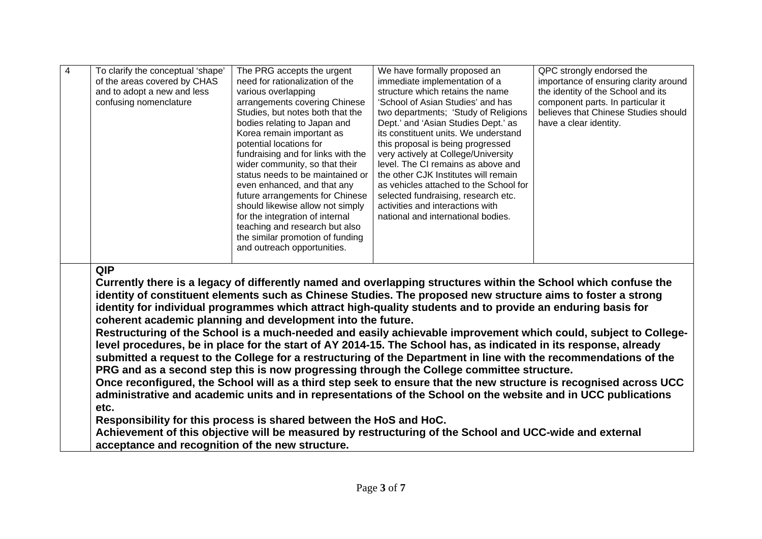| 4 | To clarify the conceptual 'shape' of the areas covered by CHAS and to adopt a new and less confusing nomenclature | The PRG accepts the urgent need for rationalization of the various overlapping arrangements covering Chinese Studies, but notes both that the bodies relating to Japan and Korea remain important as potential locations for fundraising and for links with the wider community, so that their status needs to be maintained or even enhanced, and that any future arrangements for Chinese should likewise allow not simply for the integration of internal teaching and research but also the similar promotion of funding and outreach opportunities. | We have formally proposed an immediate implementation of a structure which retains the name 'School of Asian Studies' and has two departments; 'Study of Religions Dept.' and 'Asian Studies Dept.' as its constituent units. We understand this proposal is being progressed very actively at College/University level. The CI remains as above and the other CJK Institutes will remain as vehicles attached to the School for selected fundraising, research etc. activities and interactions with national and international bodies. | QPC strongly endorsed the importance of ensuring clarity around the identity of the School and its component parts. In particular it believes that Chinese Studies should have a clear identity. |
|---|---|---|---|---|

**QIP**

**Currently there is a legacy of differently named and overlapping structures within the School which confuse the identity of constituent elements such as Chinese Studies. The proposed new structure aims to foster a strong identity for individual programmes which attract high-quality students and to provide an enduring basis for coherent academic planning and development into the future.**

**Restructuring of the School is a much-needed and easily achievable improvement which could, subject to College-level procedures, be in place for the start of AY 2014-15. The School has, as indicated in its response, already submitted a request to the College for a restructuring of the Department in line with the recommendations of the PRG and as a second step this is now progressing through the College committee structure.**

**Once reconfigured, the School will as a third step seek to ensure that the new structure is recognised across UCC administrative and academic units and in representations of the School on the website and in UCC publications etc.**

**Responsibility for this process is shared between the HoS and HoC.**

**Achievement of this objective will be measured by restructuring of the School and UCC-wide and external acceptance and recognition of the new structure.**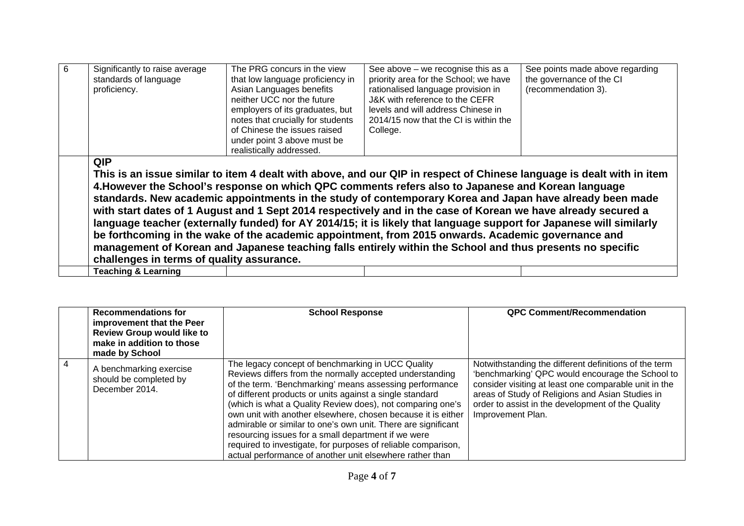| | | | | |
|---|---|---|---|---|
| 6 | Significantly to raise average standards of language proficiency. | The PRG concurs in the view that low language proficiency in Asian Languages benefits neither UCC nor the future employers of its graduates, but notes that crucially for students of Chinese the issues raised under point 3 above must be realistically addressed. | See above – we recognise this as a priority area for the School; we have rationalised language provision in J&K with reference to the CEFR levels and will address Chinese in 2014/15 now that the CI is within the College. | See points made above regarding the governance of the CI (recommendation 3). |
| | **QIP**<br>**This is an issue similar to item 4 dealt with above, and our QIP in respect of Chinese language is dealt with in item 4.However the School's response on which QPC comments refers also to Japanese and Korean language standards. New academic appointments in the study of contemporary Korea and Japan have already been made with start dates of 1 August and 1 Sept 2014 respectively and in the case of Korean we have already secured a language teacher (externally funded) for AY 2014/15; it is likely that language support for Japanese will similarly be forthcoming in the wake of the academic appointment, from 2015 onwards. Academic governance and management of Korean and Japanese teaching falls entirely within the School and thus presents no specific challenges in terms of quality assurance.** | | | |
| | **Teaching & Learning** | | | |

| | Recommendations for improvement that the Peer Review Group would like to make in addition to those made by School | School Response | QPC Comment/Recommendation |
|---|---|---|---|
| 4 | A benchmarking exercise should be completed by December 2014. | The legacy concept of benchmarking in UCC Quality Reviews differs from the normally accepted understanding of the term. 'Benchmarking' means assessing performance of different products or units against a single standard (which is what a Quality Review does), not comparing one's own unit with another elsewhere, chosen because it is either admirable or similar to one's own unit. There are significant resourcing issues for a small department if we were required to investigate, for purposes of reliable comparison, actual performance of another unit elsewhere rather than | Notwithstanding the different definitions of the term 'benchmarking' QPC would encourage the School to consider visiting at least one comparable unit in the areas of Study of Religions and Asian Studies in order to assist in the development of the Quality Improvement Plan. |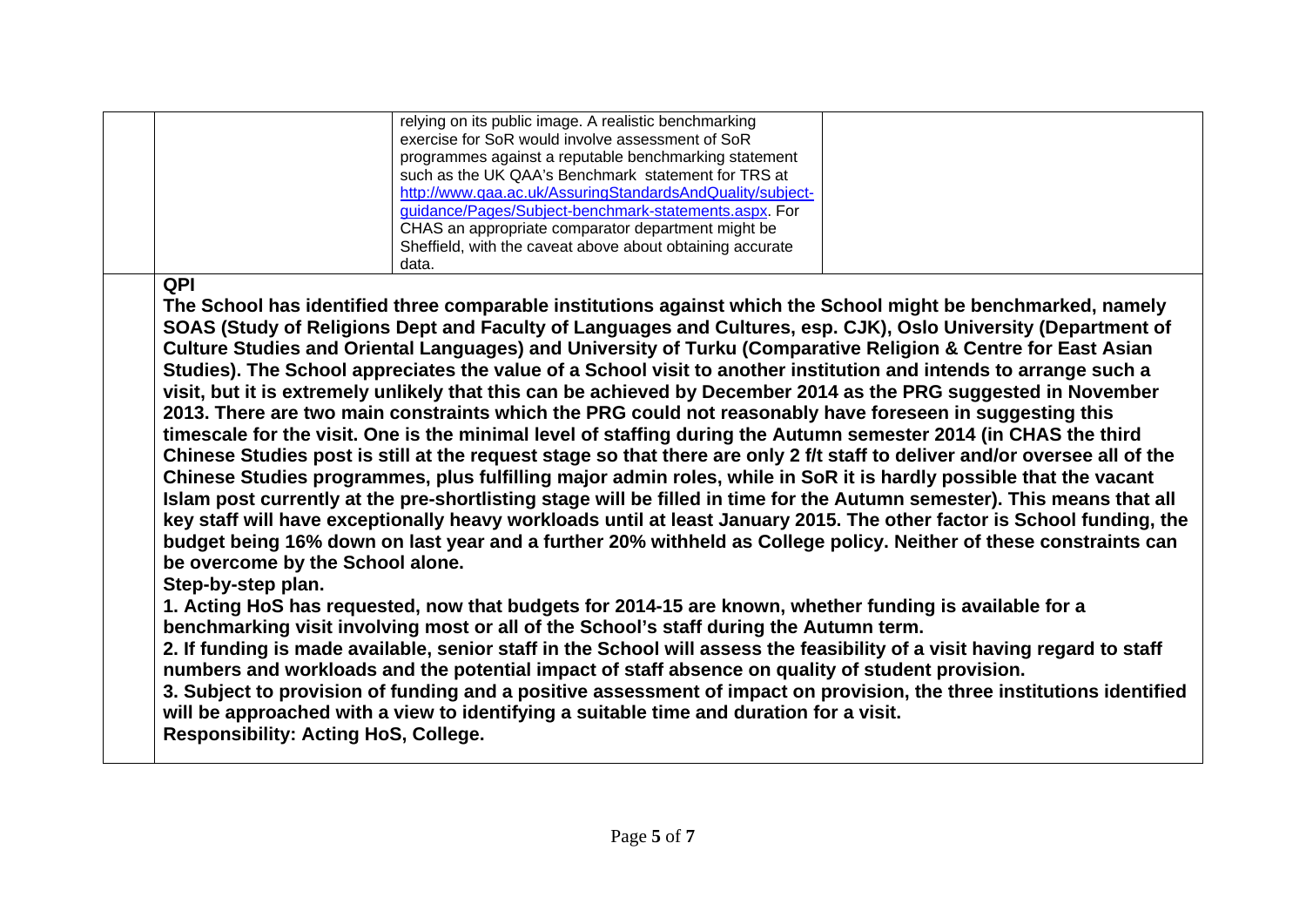| | | | |
|---|---|---|---|
| | | relying on its public image. A realistic benchmarking exercise for SoR would involve assessment of SoR programmes against a reputable benchmarking statement such as the UK QAA's Benchmark statement for TRS at [http://www.qaa.ac.uk/AssuringStandardsAndQuality/subject-guidance/Pages/Subject-benchmark-statements.aspx](http://www.qaa.ac.uk/AssuringStandardsAndQuality/subject-guidance/Pages/Subject-benchmark-statements.aspx). For CHAS an appropriate comparator department might be Sheffield, with the caveat above about obtaining accurate data. | |

**QPI**

**The School has identified three comparable institutions against which the School might be benchmarked, namely SOAS (Study of Religions Dept and Faculty of Languages and Cultures, esp. CJK), Oslo University (Department of Culture Studies and Oriental Languages) and University of Turku (Comparative Religion & Centre for East Asian Studies). The School appreciates the value of a School visit to another institution and intends to arrange such a visit, but it is extremely unlikely that this can be achieved by December 2014 as the PRG suggested in November 2013. There are two main constraints which the PRG could not reasonably have foreseen in suggesting this timescale for the visit. One is the minimal level of staffing during the Autumn semester 2014 (in CHAS the third Chinese Studies post is still at the request stage so that there are only 2 f/t staff to deliver and/or oversee all of the Chinese Studies programmes, plus fulfilling major admin roles, while in SoR it is hardly possible that the vacant Islam post currently at the pre-shortlisting stage will be filled in time for the Autumn semester). This means that all key staff will have exceptionally heavy workloads until at least January 2015. The other factor is School funding, the budget being 16% down on last year and a further 20% withheld as College policy. Neither of these constraints can be overcome by the School alone.**

**Step-by-step plan.**

**1. Acting HoS has requested, now that budgets for 2014-15 are known, whether funding is available for a benchmarking visit involving most or all of the School's staff during the Autumn term.**

**2. If funding is made available, senior staff in the School will assess the feasibility of a visit having regard to staff numbers and workloads and the potential impact of staff absence on quality of student provision.**

**3. Subject to provision of funding and a positive assessment of impact on provision, the three institutions identified will be approached with a view to identifying a suitable time and duration for a visit.**

**Responsibility: Acting HoS, College.**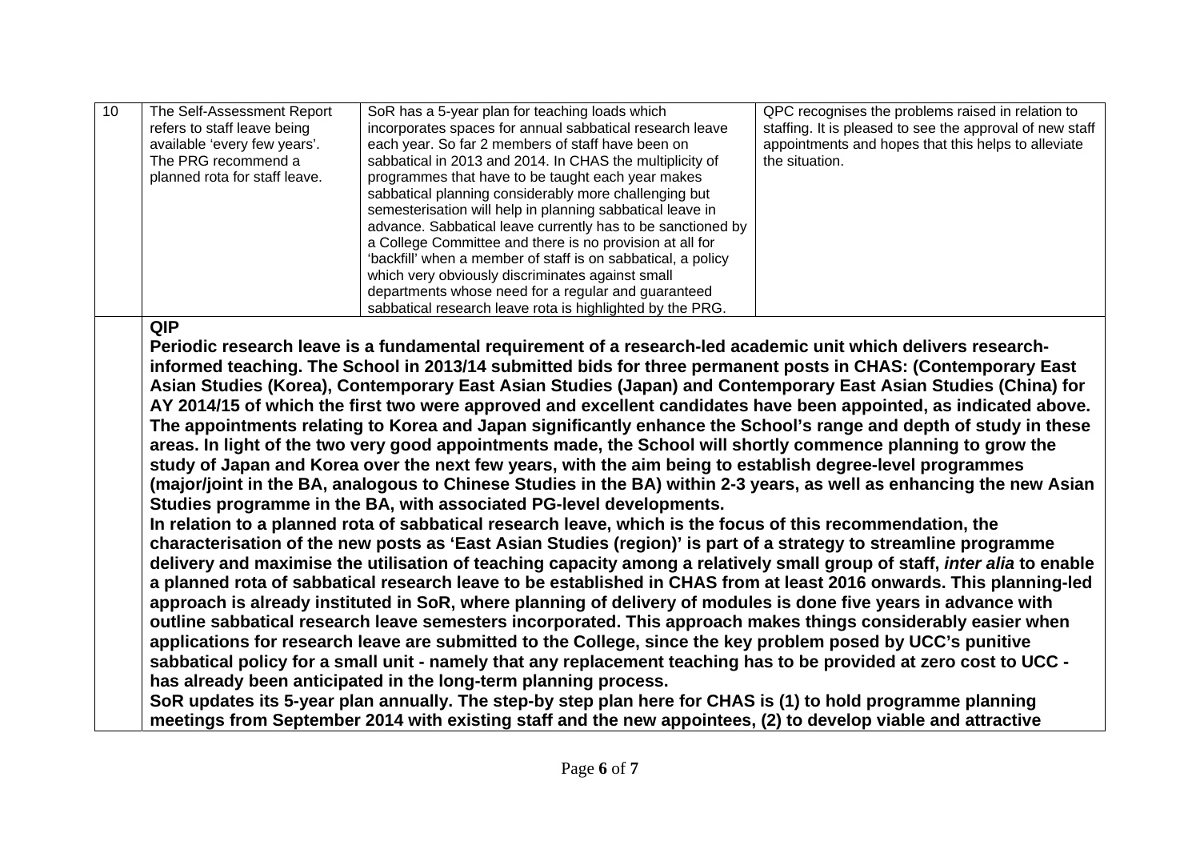| | | | |
|---|---|---|---|
| 10 | The Self-Assessment Report refers to staff leave being available 'every few years'. The PRG recommend a planned rota for staff leave. | SoR has a 5-year plan for teaching loads which incorporates spaces for annual sabbatical research leave each year. So far 2 members of staff have been on sabbatical in 2013 and 2014. In CHAS the multiplicity of programmes that have to be taught each year makes sabbatical planning considerably more challenging but semesterisation will help in planning sabbatical leave in advance. Sabbatical leave currently has to be sanctioned by a College Committee and there is no provision at all for 'backfill' when a member of staff is on sabbatical, a policy which very obviously discriminates against small departments whose need for a regular and guaranteed sabbatical research leave rota is highlighted by the PRG. | QPC recognises the problems raised in relation to staffing. It is pleased to see the approval of new staff appointments and hopes that this helps to alleviate the situation. |

**QIP**

**Periodic research leave is a fundamental requirement of a research-led academic unit which delivers research-informed teaching. The School in 2013/14 submitted bids for three permanent posts in CHAS: (Contemporary East Asian Studies (Korea), Contemporary East Asian Studies (Japan) and Contemporary East Asian Studies (China) for AY 2014/15 of which the first two were approved and excellent candidates have been appointed, as indicated above. The appointments relating to Korea and Japan significantly enhance the School's range and depth of study in these areas. In light of the two very good appointments made, the School will shortly commence planning to grow the study of Japan and Korea over the next few years, with the aim being to establish degree-level programmes (major/joint in the BA, analogous to Chinese Studies in the BA) within 2-3 years, as well as enhancing the new Asian Studies programme in the BA, with associated PG-level developments.**

**In relation to a planned rota of sabbatical research leave, which is the focus of this recommendation, the characterisation of the new posts as 'East Asian Studies (region)' is part of a strategy to streamline programme delivery and maximise the utilisation of teaching capacity among a relatively small group of staff, *inter alia* to enable a planned rota of sabbatical research leave to be established in CHAS from at least 2016 onwards. This planning-led approach is already instituted in SoR, where planning of delivery of modules is done five years in advance with outline sabbatical research leave semesters incorporated. This approach makes things considerably easier when applications for research leave are submitted to the College, since the key problem posed by UCC's punitive sabbatical policy for a small unit - namely that any replacement teaching has to be provided at zero cost to UCC - has already been anticipated in the long-term planning process.**

**SoR updates its 5-year plan annually. The step-by step plan here for CHAS is (1) to hold programme planning meetings from September 2014 with existing staff and the new appointees, (2) to develop viable and attractive**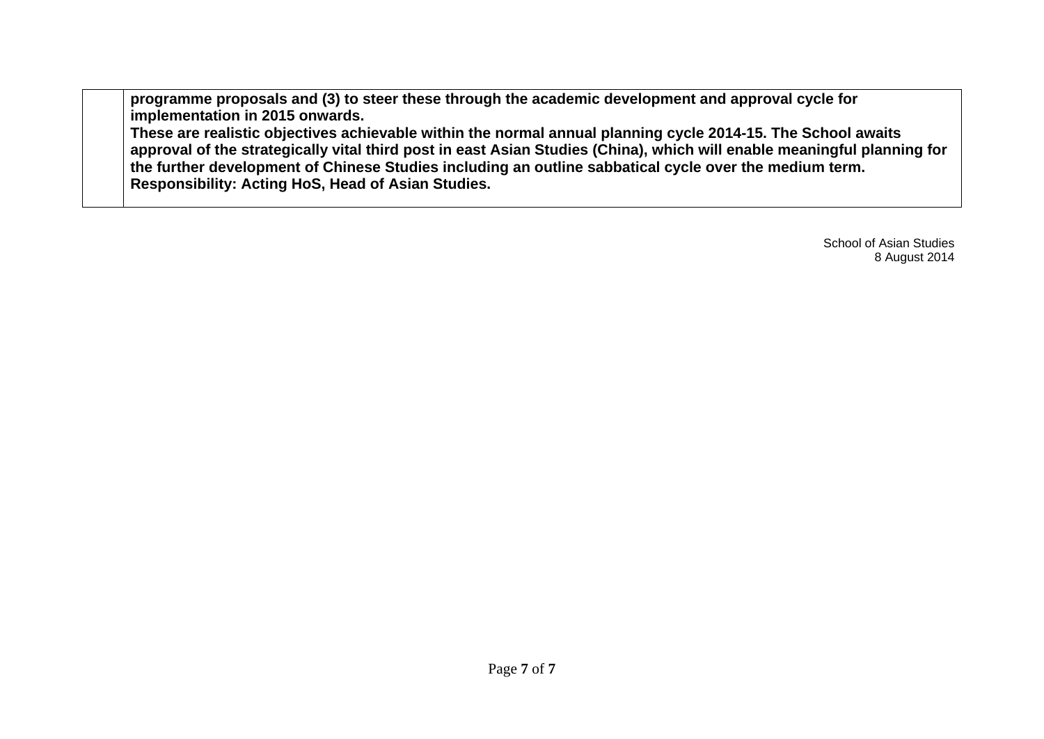| | |
|---|---|
| | **programme proposals and (3) to steer these through the academic development and approval cycle for implementation in 2015 onwards.** **These are realistic objectives achievable within the normal annual planning cycle 2014-15. The School awaits approval of the strategically vital third post in east Asian Studies (China), which will enable meaningful planning for the further development of Chinese Studies including an outline sabbatical cycle over the medium term.** **Responsibility: Acting HoS, Head of Asian Studies.** |

School of Asian Studies
8 August 2014